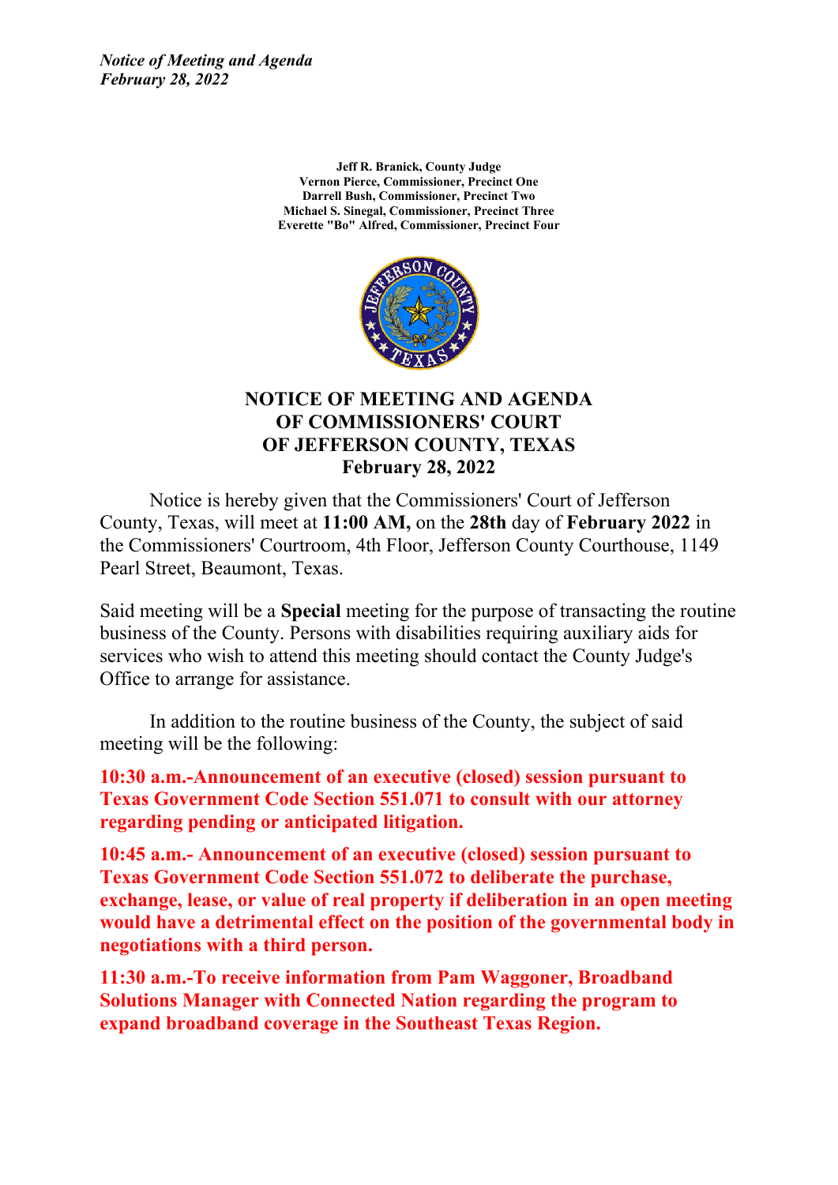*Notice of Meeting and Agenda*
*February 28, 2022*

**Jeff R. Branick, County Judge**
**Vernon Pierce, Commissioner, Precinct One**
**Darrell Bush, Commissioner, Precinct Two**
**Michael S. Sinegal, Commissioner, Precinct Three**
**Everette "Bo" Alfred, Commissioner, Precinct Four**

# NOTICE OF MEETING AND AGENDA OF COMMISSIONERS' COURT OF JEFFERSON COUNTY, TEXAS February 28, 2022

Notice is hereby given that the Commissioners' Court of Jefferson County, Texas, will meet at **11:00 AM,** on the **28th** day of **February 2022** in the Commissioners' Courtroom, 4th Floor, Jefferson County Courthouse, 1149 Pearl Street, Beaumont, Texas.

Said meeting will be a **Special** meeting for the purpose of transacting the routine business of the County. Persons with disabilities requiring auxiliary aids for services who wish to attend this meeting should contact the County Judge's Office to arrange for assistance.

In addition to the routine business of the County, the subject of said meeting will be the following:

**10:30 a.m.-Announcement of an executive (closed) session pursuant to Texas Government Code Section 551.071 to consult with our attorney regarding pending or anticipated litigation.**

**10:45 a.m.- Announcement of an executive (closed) session pursuant to Texas Government Code Section 551.072 to deliberate the purchase, exchange, lease, or value of real property if deliberation in an open meeting would have a detrimental effect on the position of the governmental body in negotiations with a third person.**

**11:30 a.m.-To receive information from Pam Waggoner, Broadband Solutions Manager with Connected Nation regarding the program to expand broadband coverage in the Southeast Texas Region.**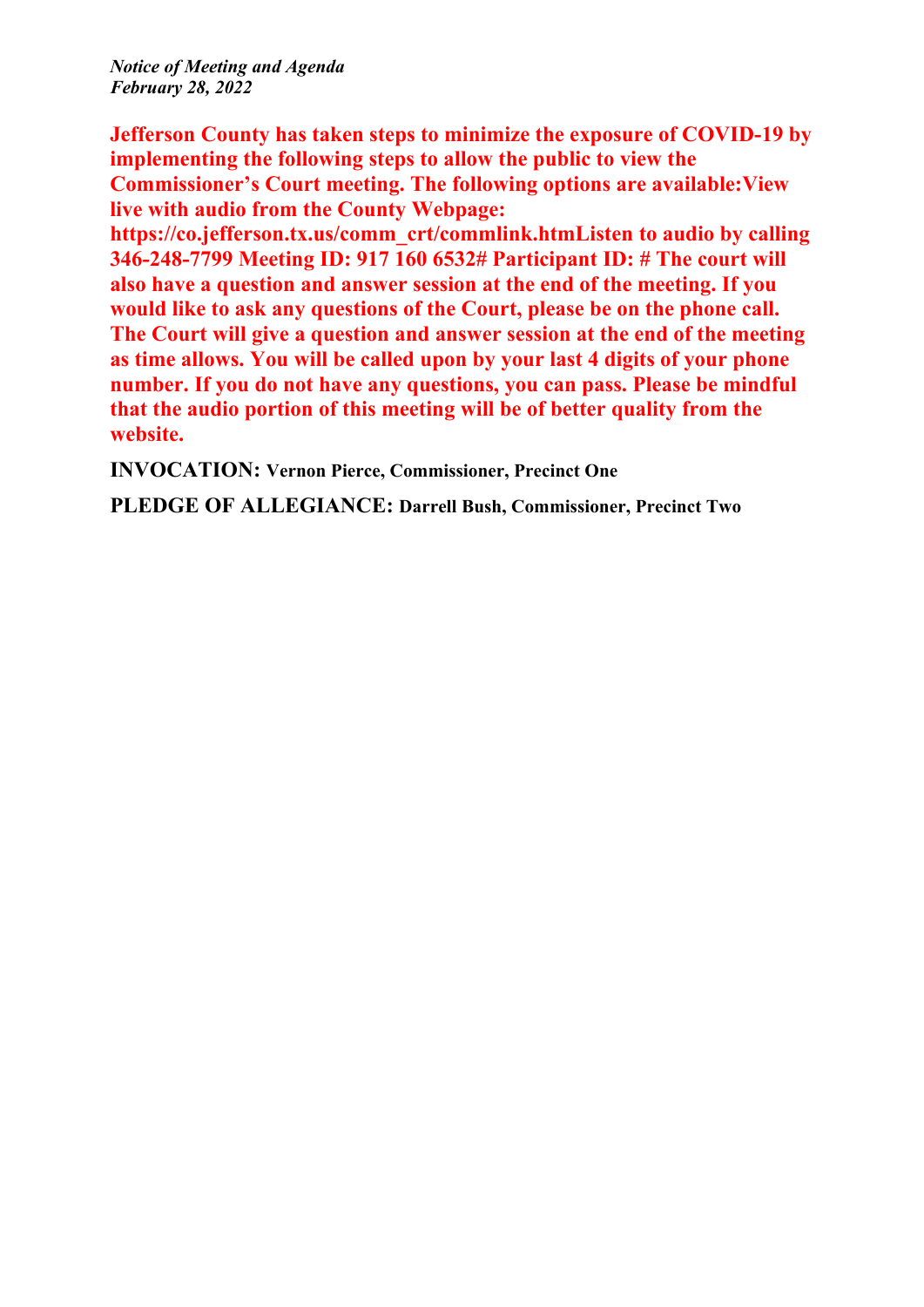*Notice of Meeting and Agenda*
*February 28, 2022*

**Jefferson County has taken steps to minimize the exposure of COVID-19 by implementing the following steps to allow the public to view the Commissioner's Court meeting. The following options are available:View live with audio from the County Webpage: https://co.jefferson.tx.us/comm_crt/commlink.htmListen to audio by calling 346-248-7799 Meeting ID: 917 160 6532# Participant ID: # The court will also have a question and answer session at the end of the meeting. If you would like to ask any questions of the Court, please be on the phone call. The Court will give a question and answer session at the end of the meeting as time allows. You will be called upon by your last 4 digits of your phone number. If you do not have any questions, you can pass. Please be mindful that the audio portion of this meeting will be of better quality from the website.**

**INVOCATION:** **Vernon Pierce, Commissioner, Precinct One**

**PLEDGE OF ALLEGIANCE:** **Darrell Bush, Commissioner, Precinct Two**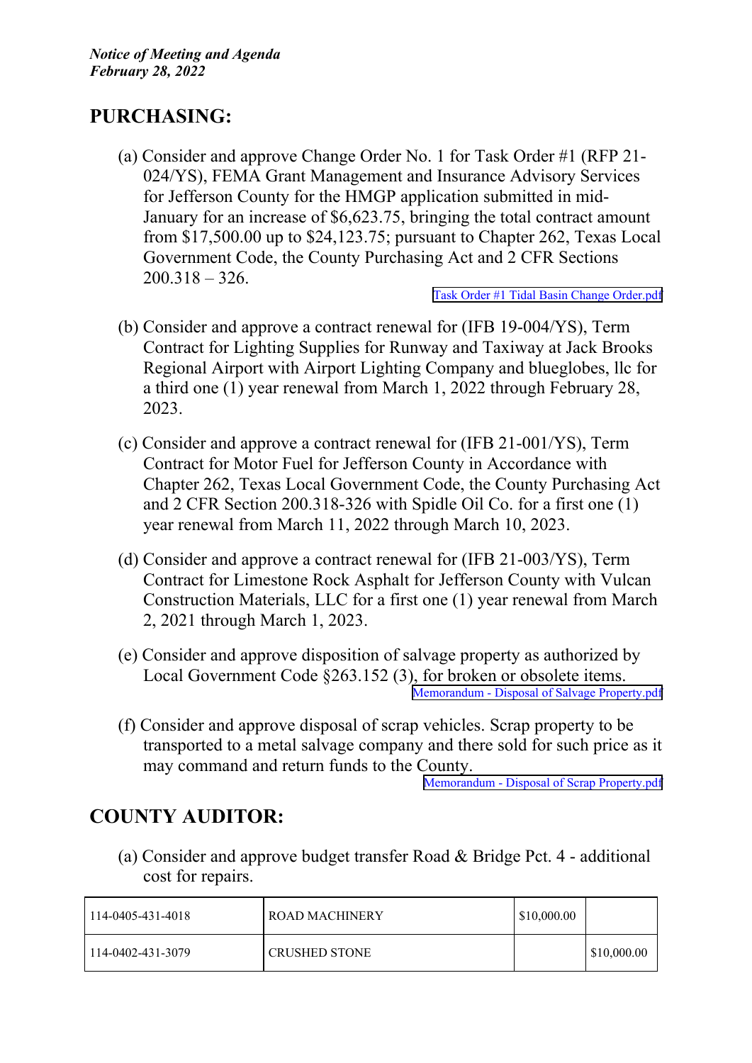## PURCHASING:

(a) Consider and approve Change Order No. 1 for Task Order #1 (RFP 21-024/YS), FEMA Grant Management and Insurance Advisory Services for Jefferson County for the HMGP application submitted in mid-January for an increase of $6,623.75, bringing the total contract amount from $17,500.00 up to $24,123.75; pursuant to Chapter 262, Texas Local Government Code, the County Purchasing Act and 2 CFR Sections 200.318 – 326.

Task Order #1 Tidal Basin Change Order.pdf

(b) Consider and approve a contract renewal for (IFB 19-004/YS), Term Contract for Lighting Supplies for Runway and Taxiway at Jack Brooks Regional Airport with Airport Lighting Company and blueglobes, llc for a third one (1) year renewal from March 1, 2022 through February 28, 2023.

(c) Consider and approve a contract renewal for (IFB 21-001/YS), Term Contract for Motor Fuel for Jefferson County in Accordance with Chapter 262, Texas Local Government Code, the County Purchasing Act and 2 CFR Section 200.318-326 with Spidle Oil Co. for a first one (1) year renewal from March 11, 2022 through March 10, 2023.

(d) Consider and approve a contract renewal for (IFB 21-003/YS), Term Contract for Limestone Rock Asphalt for Jefferson County with Vulcan Construction Materials, LLC for a first one (1) year renewal from March 2, 2021 through March 1, 2023.

(e) Consider and approve disposition of salvage property as authorized by Local Government Code §263.152 (3), for broken or obsolete items.

Memorandum - Disposal of Salvage Property.pdf

(f) Consider and approve disposal of scrap vehicles. Scrap property to be transported to a metal salvage company and there sold for such price as it may command and return funds to the County.

Memorandum - Disposal of Scrap Property.pdf

## COUNTY AUDITOR:

(a) Consider and approve budget transfer Road & Bridge Pct. 4 - additional cost for repairs.

| | | | |
|---|---|---|---|
| 114-0405-431-4018 | ROAD MACHINERY | $10,000.00 | |
| 114-0402-431-3079 | CRUSHED STONE | | $10,000.00 |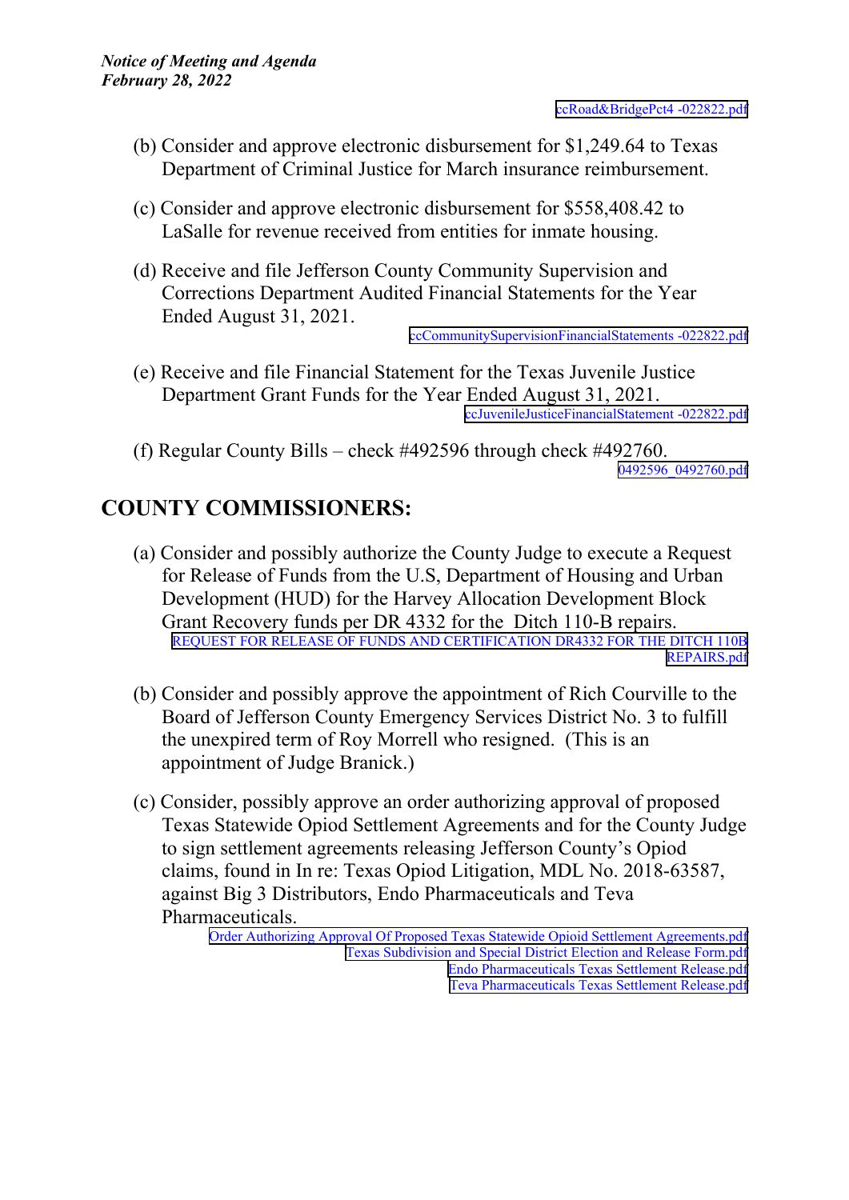ccRoad&BridgePct4 -022822.pdf

(b) Consider and approve electronic disbursement for $1,249.64 to Texas Department of Criminal Justice for March insurance reimbursement.

(c) Consider and approve electronic disbursement for $558,408.42 to LaSalle for revenue received from entities for inmate housing.

(d) Receive and file Jefferson County Community Supervision and Corrections Department Audited Financial Statements for the Year Ended August 31, 2021.

ccCommunitySupervisionFinancialStatements -022822.pdf

(e) Receive and file Financial Statement for the Texas Juvenile Justice Department Grant Funds for the Year Ended August 31, 2021.

ccJuvenileJusticeFinancialStatement -022822.pdf

(f) Regular County Bills – check #492596 through check #492760.

0492596_0492760.pdf

## COUNTY COMMISSIONERS:

(a) Consider and possibly authorize the County Judge to execute a Request for Release of Funds from the U.S, Department of Housing and Urban Development (HUD) for the Harvey Allocation Development Block Grant Recovery funds per DR 4332 for the Ditch 110-B repairs.

REQUEST FOR RELEASE OF FUNDS AND CERTIFICATION DR4332 FOR THE DITCH 110B REPAIRS.pdf

(b) Consider and possibly approve the appointment of Rich Courville to the Board of Jefferson County Emergency Services District No. 3 to fulfill the unexpired term of Roy Morrell who resigned. (This is an appointment of Judge Branick.)

(c) Consider, possibly approve an order authorizing approval of proposed Texas Statewide Opiod Settlement Agreements and for the County Judge to sign settlement agreements releasing Jefferson County's Opiod claims, found in In re: Texas Opiod Litigation, MDL No. 2018-63587, against Big 3 Distributors, Endo Pharmaceuticals and Teva Pharmaceuticals.

Order Authorizing Approval Of Proposed Texas Statewide Opioid Settlement Agreements.pdf
Texas Subdivision and Special District Election and Release Form.pdf
Endo Pharmaceuticals Texas Settlement Release.pdf
Teva Pharmaceuticals Texas Settlement Release.pdf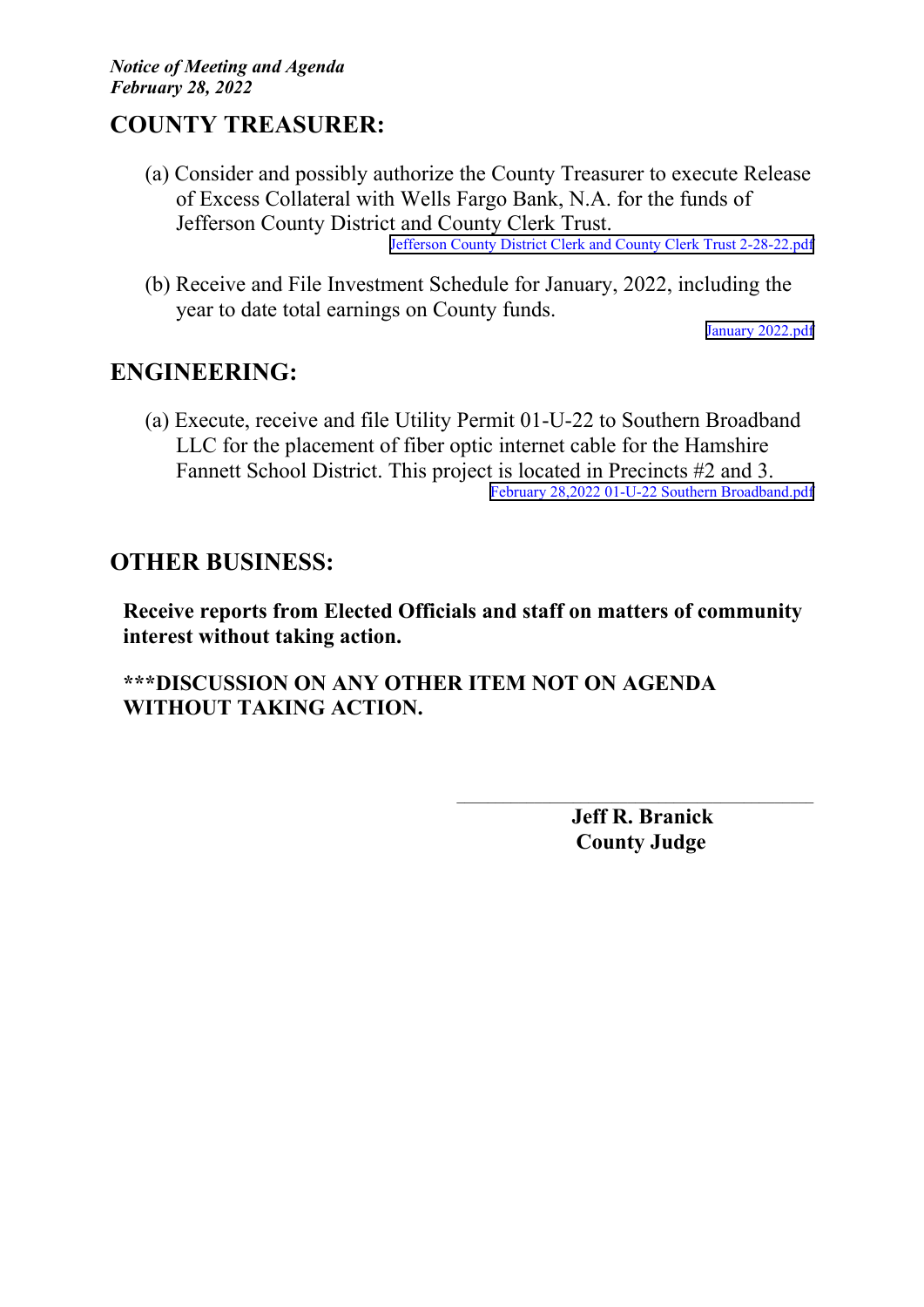## COUNTY TREASURER:

(a) Consider and possibly authorize the County Treasurer to execute Release of Excess Collateral with Wells Fargo Bank, N.A. for the funds of Jefferson County District and County Clerk Trust.

Jefferson County District Clerk and County Clerk Trust 2-28-22.pdf

(b) Receive and File Investment Schedule for January, 2022, including the year to date total earnings on County funds.

January 2022.pdf

## ENGINEERING:

(a) Execute, receive and file Utility Permit 01-U-22 to Southern Broadband LLC for the placement of fiber optic internet cable for the Hamshire Fannett School District. This project is located in Precincts #2 and 3.

February 28,2022 01-U-22 Southern Broadband.pdf

## OTHER BUSINESS:

**Receive reports from Elected Officials and staff on matters of community interest without taking action.**

**\*\*\*DISCUSSION ON ANY OTHER ITEM NOT ON AGENDA WITHOUT TAKING ACTION.**

\_\_\_\_\_\_\_\_\_\_\_\_\_\_\_\_\_\_\_\_\_\_\_\_\_\_\_\_\_\_\_\_\_\_\_\_

**Jeff R. Branick**
**County Judge**